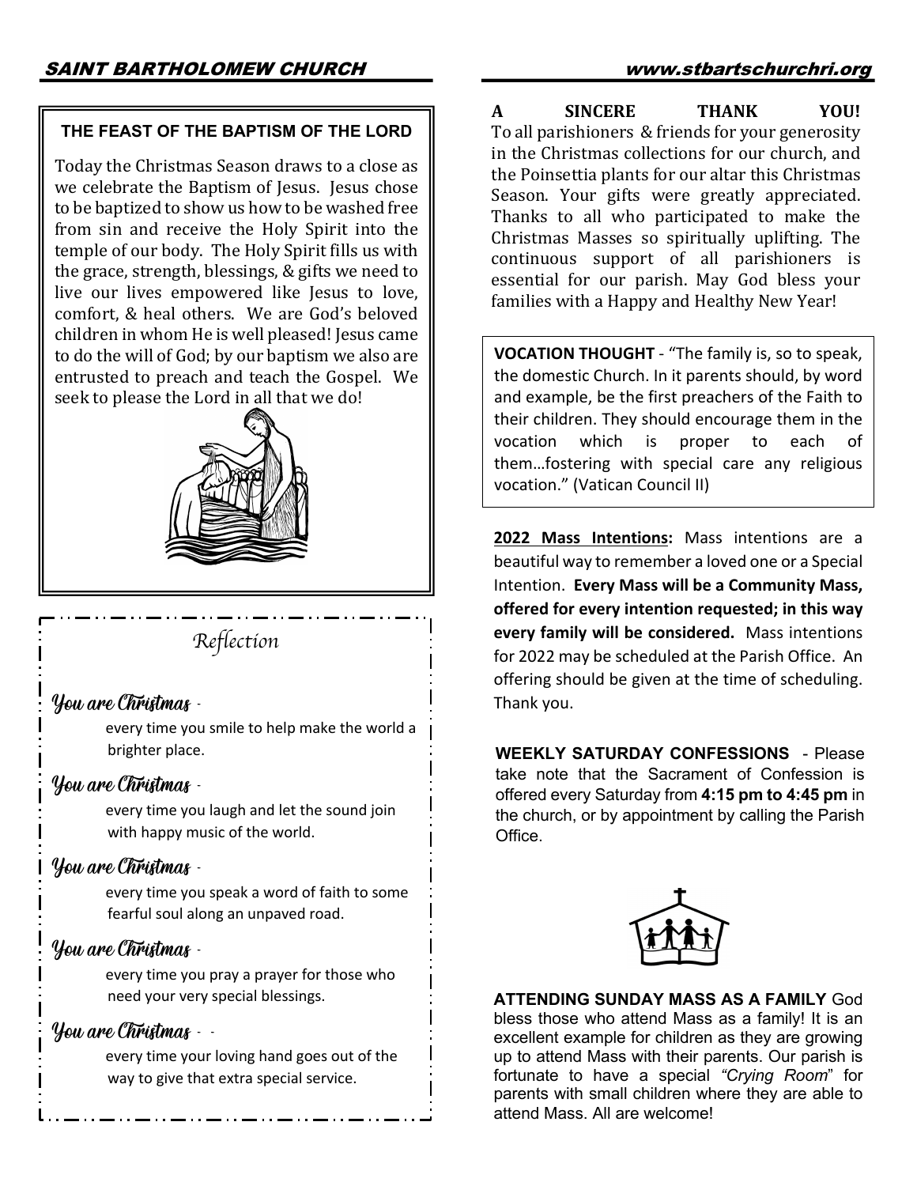## THE FEAST OF THE BAPTISM OF THE LORD

Today the Christmas Season draws to a close as we celebrate the Baptism of Jesus. Jesus chose to be baptized to show us how to be washed free from sin and receive the Holy Spirit into the temple of our body. The Holy Spirit fills us with the grace, strength, blessings, & gifts we need to live our lives empowered like Jesus to love, comfort, & heal others. We are God's beloved children in whom He is well pleased! Jesus came to do the will of God; by our baptism we also are entrusted to preach and teach the Gospel. We seek to please the Lord in all that we do!

## *Reflection*

*You are Christmas* -
every time you smile to help make the world a brighter place.

*You are Christmas* -
every time you laugh and let the sound join with happy music of the world.

*You are Christmas* -
every time you speak a word of faith to some fearful soul along an unpaved road.

*You are Christmas* -
every time you pray a prayer for those who need your very special blessings.

*You are Christmas* - -
every time your loving hand goes out of the way to give that extra special service.

## A SINCERE THANK YOU!

To all parishioners & friends for your generosity in the Christmas collections for our church, and the Poinsettia plants for our altar this Christmas Season. Your gifts were greatly appreciated. Thanks to all who participated to make the Christmas Masses so spiritually uplifting. The continuous support of all parishioners is essential for our parish. May God bless your families with a Happy and Healthy New Year!

**VOCATION THOUGHT** - "The family is, so to speak, the domestic Church. In it parents should, by word and example, be the first preachers of the Faith to their children. They should encourage them in the vocation which is proper to each of them…fostering with special care any religious vocation." (Vatican Council II)

**2022 Mass Intentions:** Mass intentions are a beautiful way to remember a loved one or a Special Intention. **Every Mass will be a Community Mass, offered for every intention requested; in this way every family will be considered.** Mass intentions for 2022 may be scheduled at the Parish Office. An offering should be given at the time of scheduling. Thank you.

**WEEKLY SATURDAY CONFESSIONS** - Please take note that the Sacrament of Confession is offered every Saturday from **4:15 pm to 4:45 pm** in the church, or by appointment by calling the Parish Office.

**ATTENDING SUNDAY MASS AS A FAMILY** God bless those who attend Mass as a family! It is an excellent example for children as they are growing up to attend Mass with their parents. Our parish is fortunate to have a special "*Crying Room*" for parents with small children where they are able to attend Mass. All are welcome!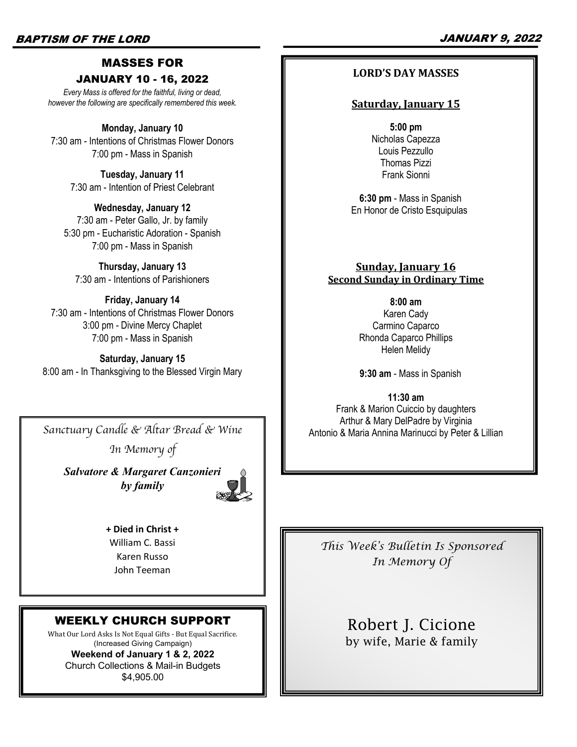## MASSES FOR JANUARY 10 - 16, 2022

*Every Mass is offered for the faithful, living or dead, however the following are specifically remembered this week.*

**Monday, January 10**
7:30 am - Intentions of Christmas Flower Donors
7:00 pm - Mass in Spanish

**Tuesday, January 11**
7:30 am - Intention of Priest Celebrant

**Wednesday, January 12**
7:30 am - Peter Gallo, Jr. by family
5:30 pm - Eucharistic Adoration - Spanish
7:00 pm - Mass in Spanish

**Thursday, January 13**
7:30 am - Intentions of Parishioners

**Friday, January 14**
7:30 am - Intentions of Christmas Flower Donors
3:00 pm - Divine Mercy Chaplet
7:00 pm - Mass in Spanish

**Saturday, January 15**
8:00 am - In Thanksgiving to the Blessed Virgin Mary

*Sanctuary Candle & Altar Bread & Wine*
*In Memory of*
***Salvatore & Margaret Canzonieri by family***

**+ Died in Christ +**
William C. Bassi
Karen Russo
John Teeman

## WEEKLY CHURCH SUPPORT

What Our Lord Asks Is Not Equal Gifts - But Equal Sacrifice.
(Increased Giving Campaign)
**Weekend of January 1 & 2, 2022**
Church Collections & Mail-in Budgets
$4,905.00

## LORD'S DAY MASSES

**Saturday, January 15**

**5:00 pm**
Nicholas Capezza
Louis Pezzullo
Thomas Pizzi
Frank Sionni

**6:30 pm** - Mass in Spanish
En Honor de Cristo Esquipulas

**Sunday, January 16**
**Second Sunday in Ordinary Time**

**8:00 am**
Karen Cady
Carmino Caparco
Rhonda Caparco Phillips
Helen Melidy

**9:30 am** - Mass in Spanish

**11:30 am**
Frank & Marion Cuiccio by daughters
Arthur & Mary DelPadre by Virginia
Antonio & Maria Annina Marinucci by Peter & Lillian

*This Week's Bulletin Is Sponsored In Memory Of*

Robert J. Cicione
by wife, Marie & family